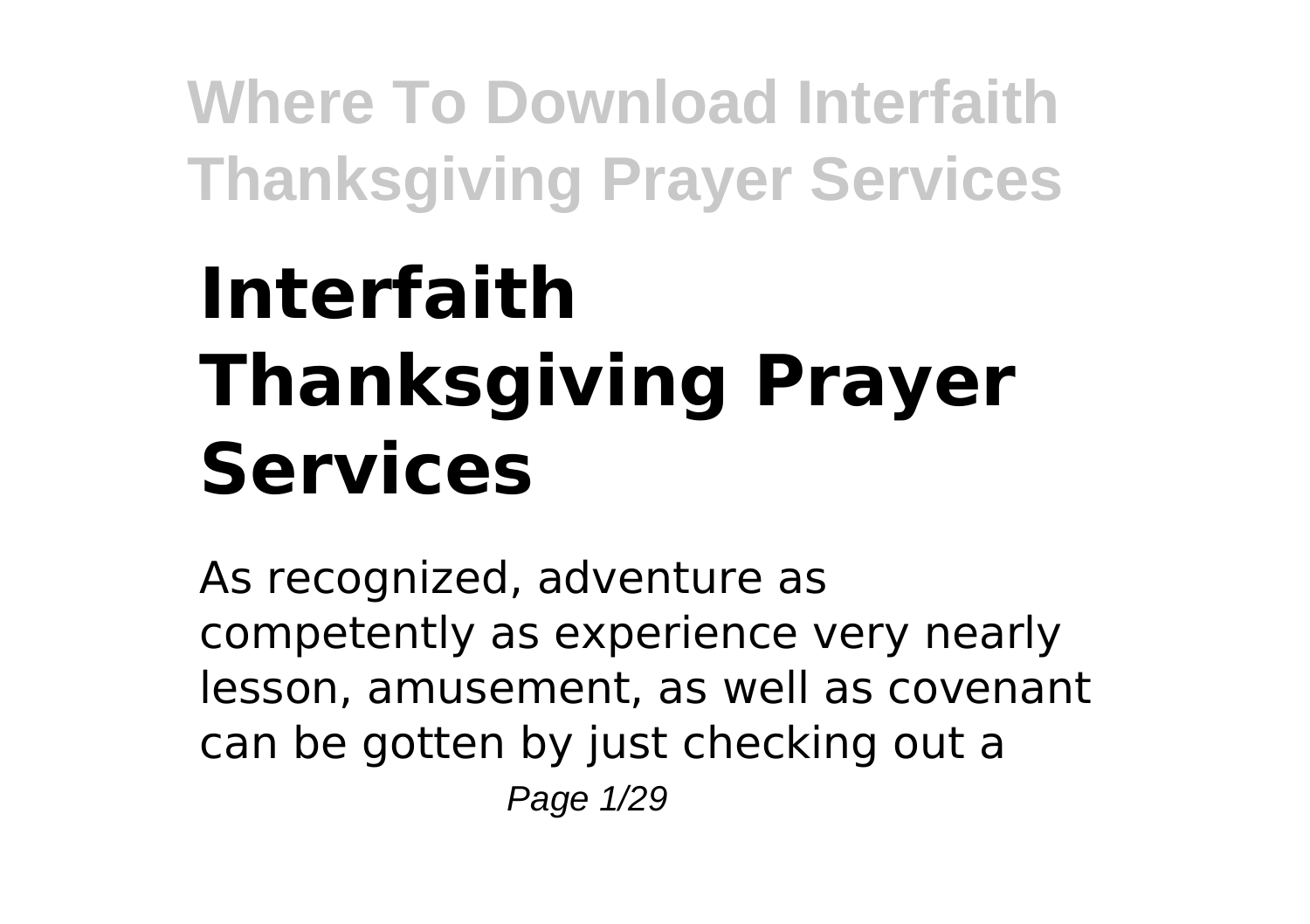# Interfaith Thanksgiving Prayer Services

As recognized, adventure as competently as experience very nearly lesson, amusement, as well as covenant can be gotten by just checking out a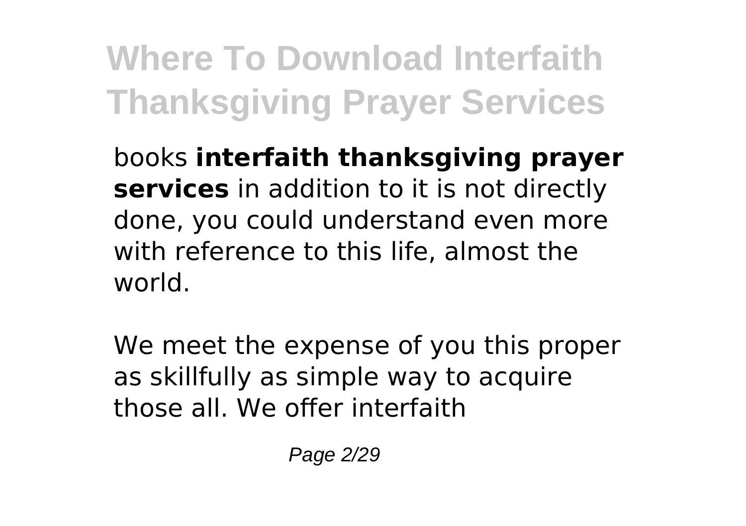books **interfaith thanksgiving prayer services** in addition to it is not directly done, you could understand even more with reference to this life, almost the world.

We meet the expense of you this proper as skillfully as simple way to acquire those all. We offer interfaith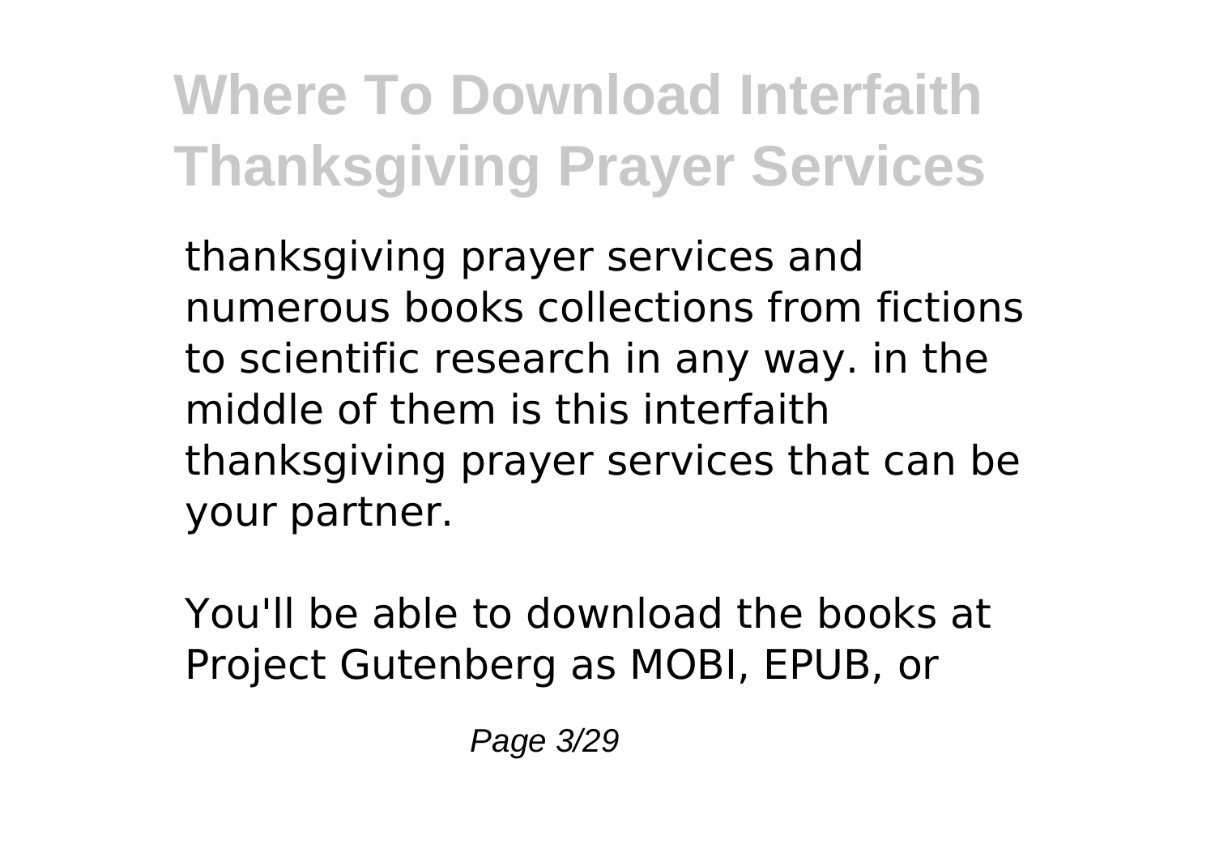thanksgiving prayer services and numerous books collections from fictions to scientific research in any way. in the middle of them is this interfaith thanksgiving prayer services that can be your partner.

You'll be able to download the books at Project Gutenberg as MOBI, EPUB, or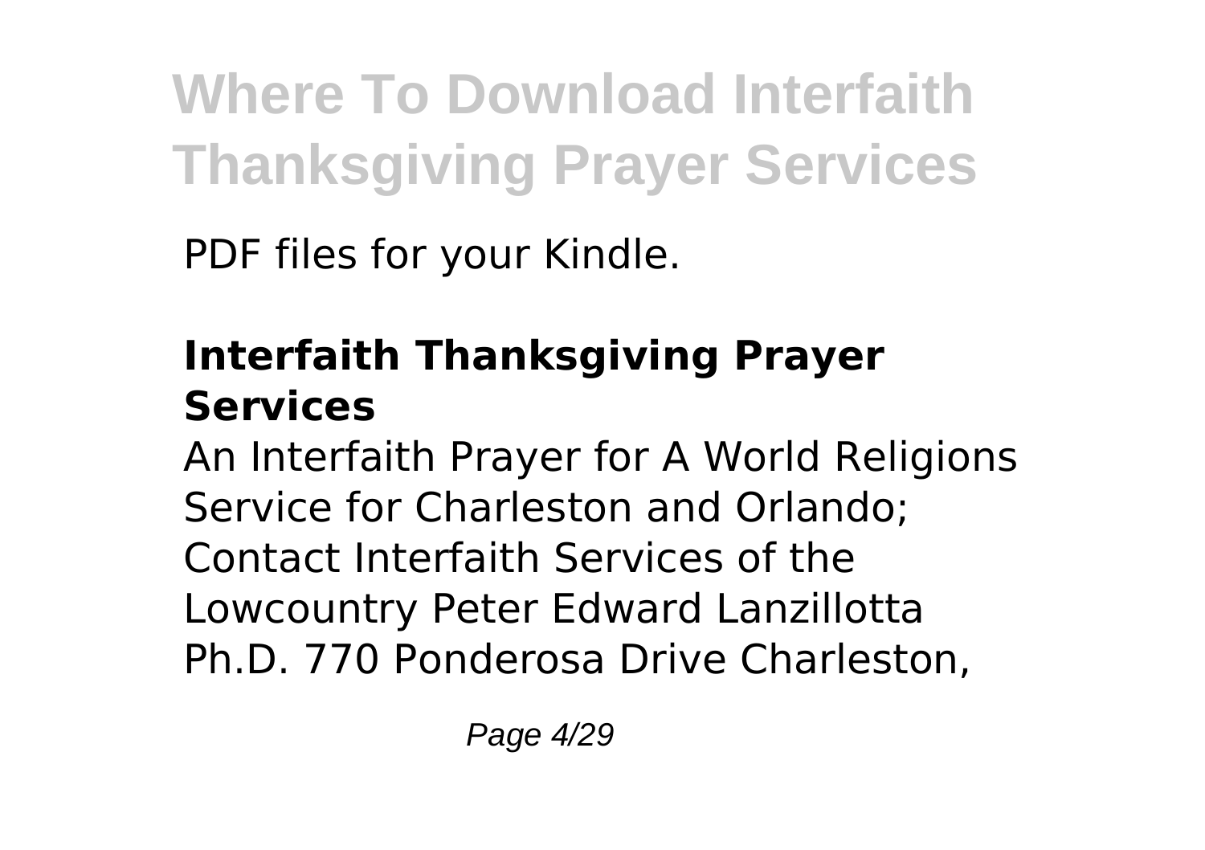PDF files for your Kindle.

## Interfaith Thanksgiving Prayer Services

An Interfaith Prayer for A World Religions Service for Charleston and Orlando; Contact Interfaith Services of the Lowcountry Peter Edward Lanzillotta Ph.D. 770 Ponderosa Drive Charleston,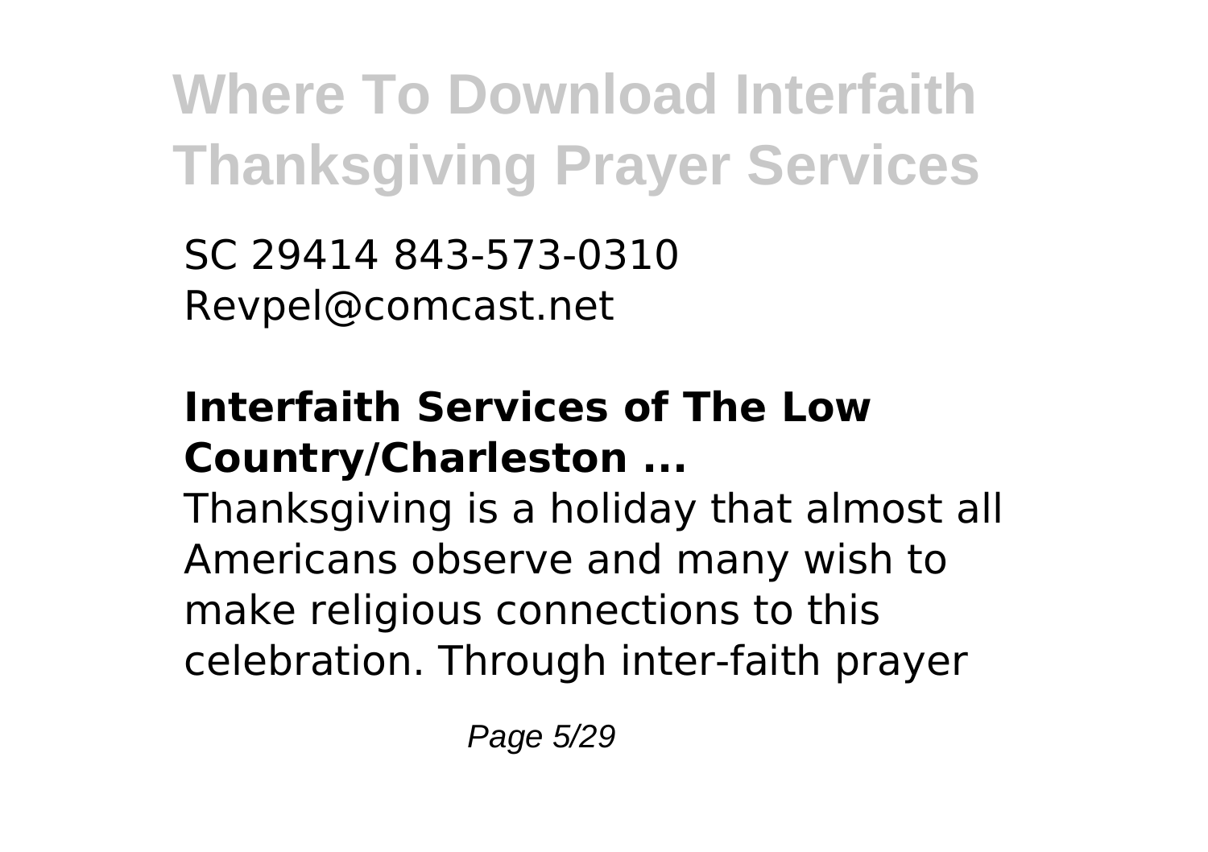SC 29414 843-573-0310
Revpel@comcast.net

**Interfaith Services of The Low Country/Charleston ...**

Thanksgiving is a holiday that almost all Americans observe and many wish to make religious connections to this celebration. Through inter-faith prayer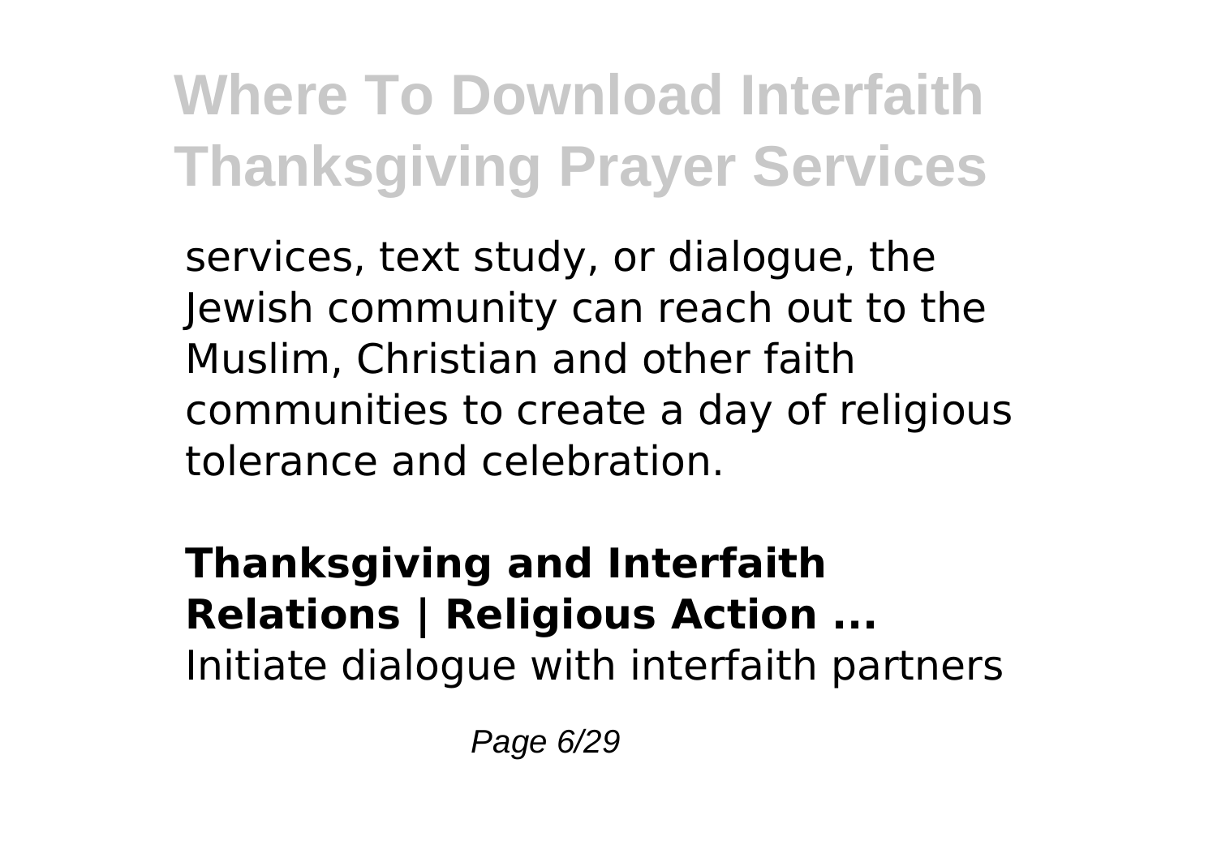services, text study, or dialogue, the Jewish community can reach out to the Muslim, Christian and other faith communities to create a day of religious tolerance and celebration.

**Thanksgiving and Interfaith Relations | Religious Action ...**

Initiate dialogue with interfaith partners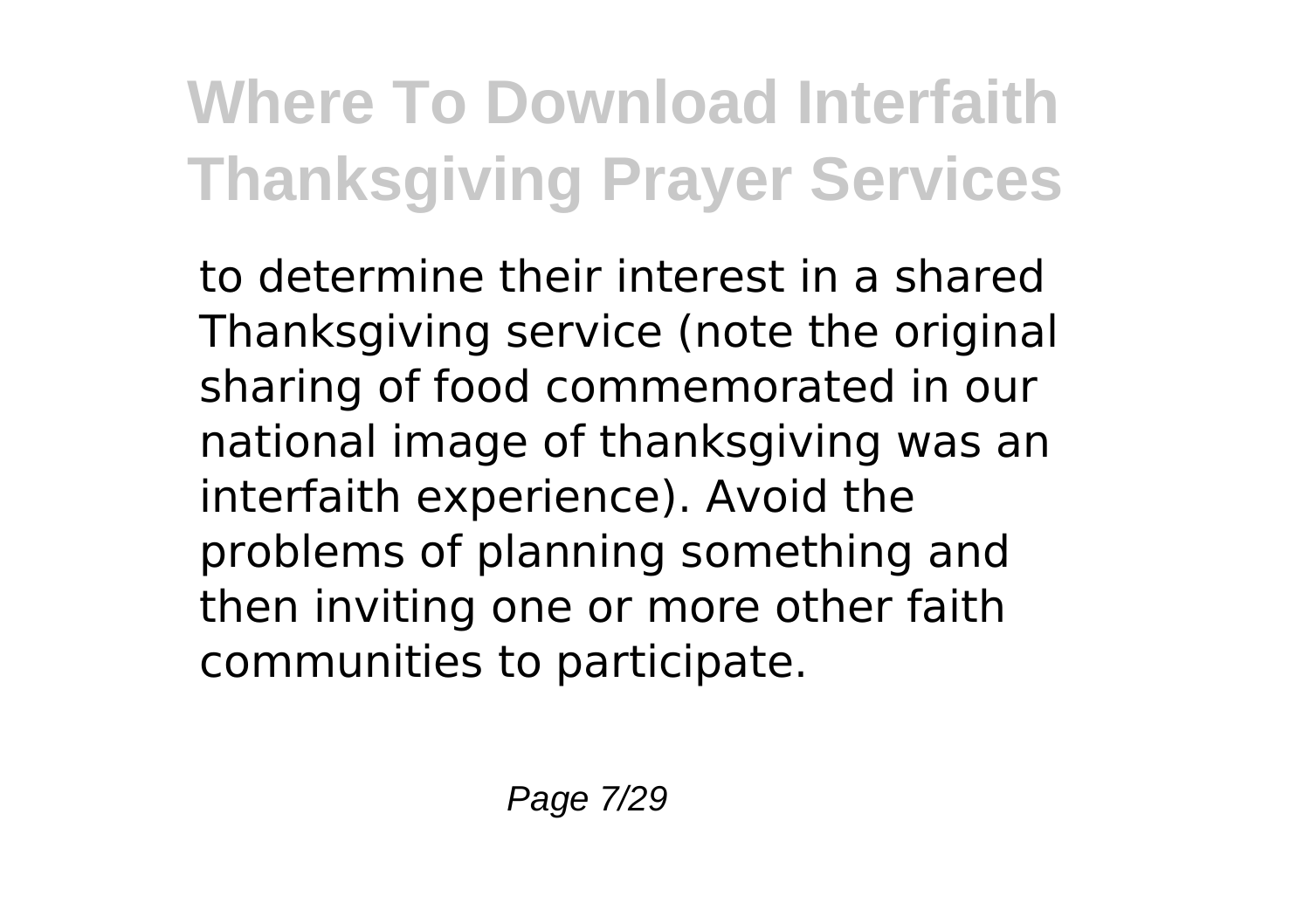to determine their interest in a shared Thanksgiving service (note the original sharing of food commemorated in our national image of thanksgiving was an interfaith experience). Avoid the problems of planning something and then inviting one or more other faith communities to participate.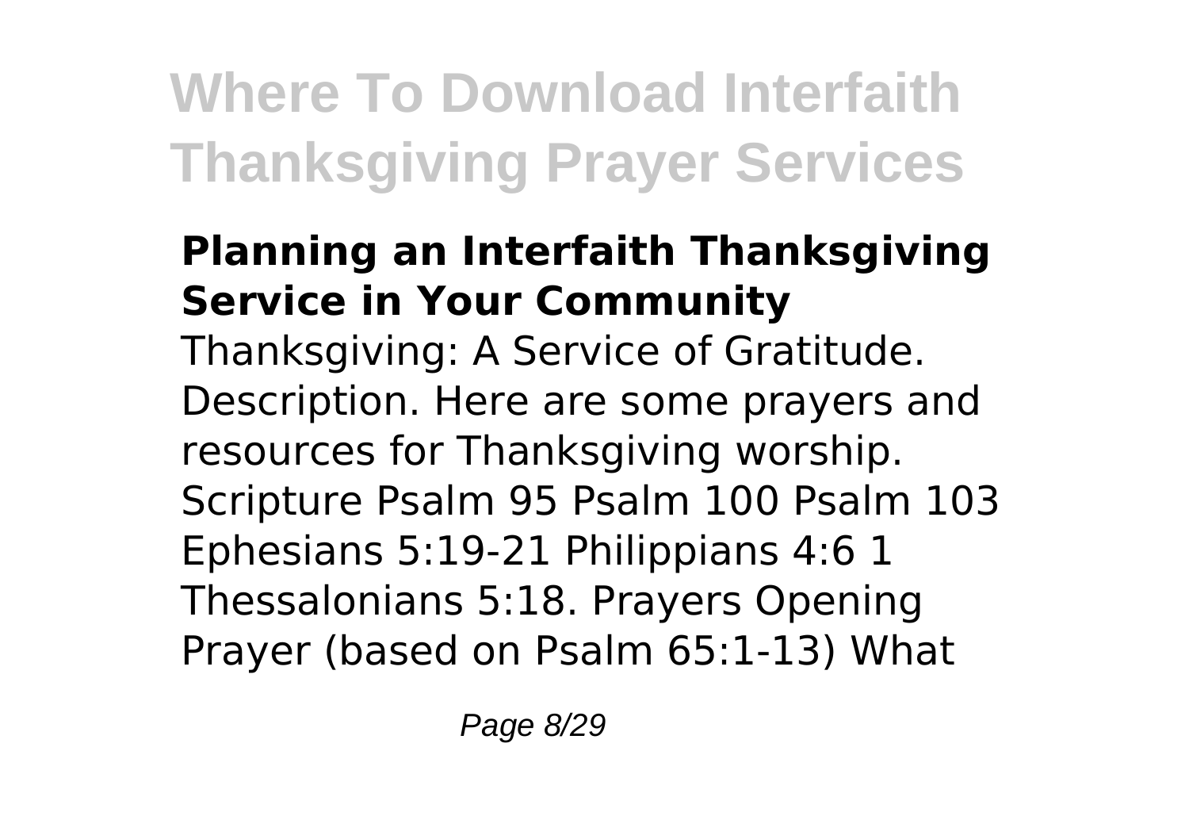### Planning an Interfaith Thanksgiving Service in Your Community

Thanksgiving: A Service of Gratitude. Description. Here are some prayers and resources for Thanksgiving worship. Scripture Psalm 95 Psalm 100 Psalm 103 Ephesians 5:19-21 Philippians 4:6 1 Thessalonians 5:18. Prayers Opening Prayer (based on Psalm 65:1-13) What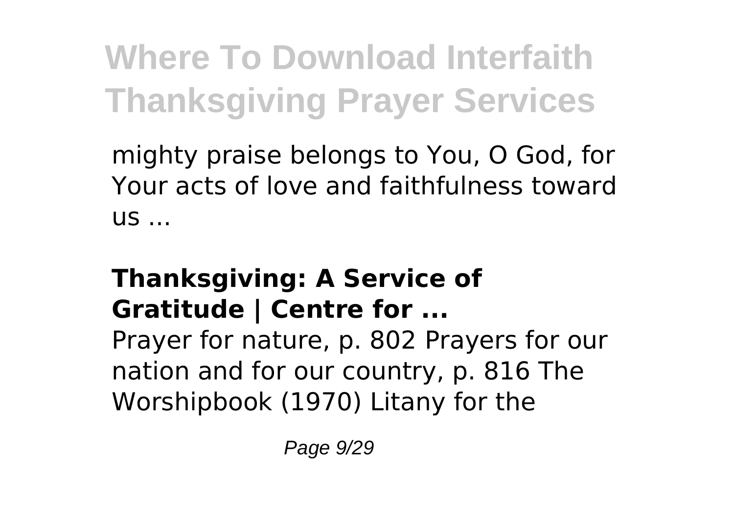mighty praise belongs to You, O God, for Your acts of love and faithfulness toward us ...

**Thanksgiving: A Service of Gratitude | Centre for ...**

Prayer for nature, p. 802 Prayers for our nation and for our country, p. 816 The Worshipbook (1970) Litany for the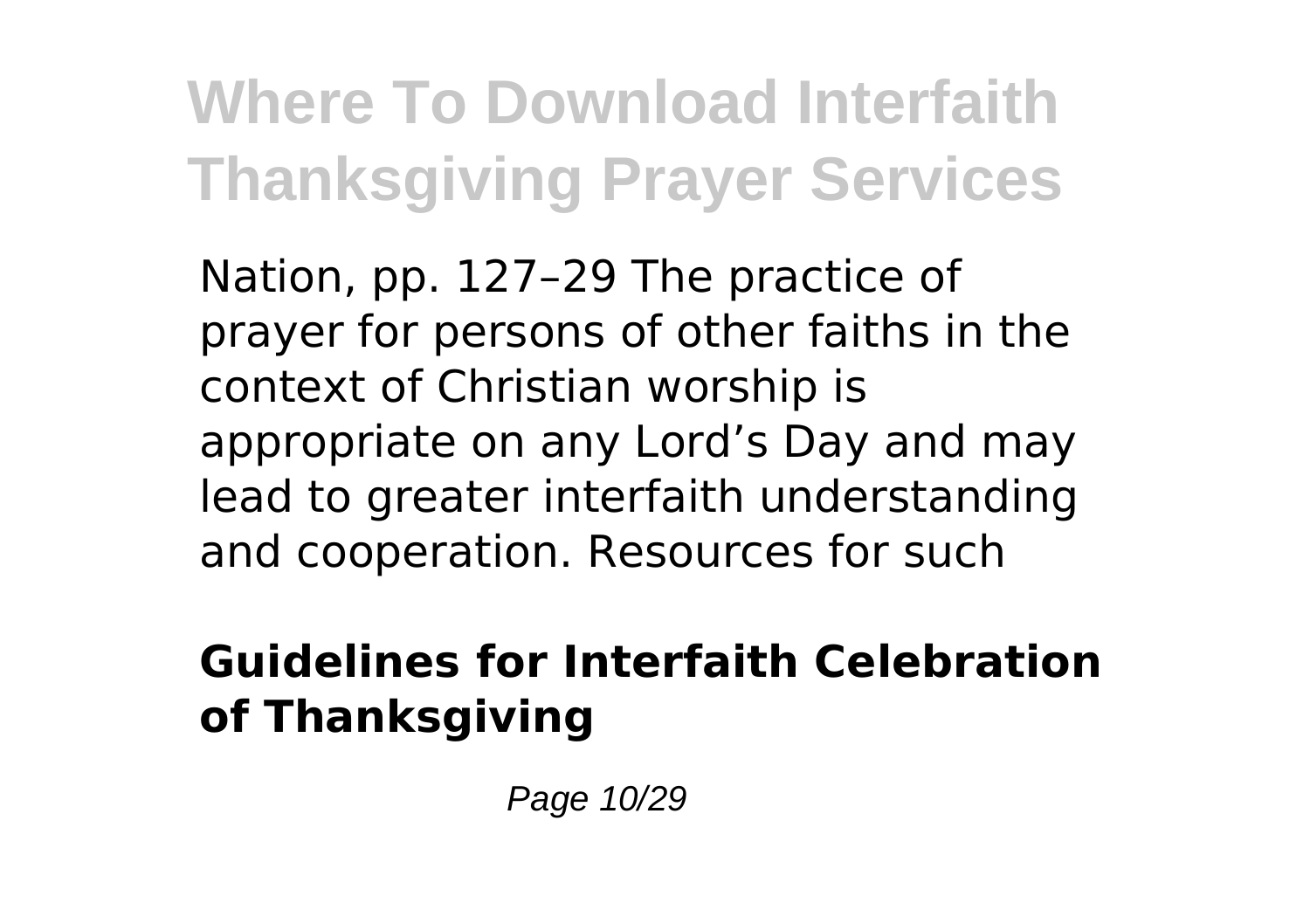Nation, pp. 127–29 The practice of prayer for persons of other faiths in the context of Christian worship is appropriate on any Lord's Day and may lead to greater interfaith understanding and cooperation. Resources for such

## Guidelines for Interfaith Celebration of Thanksgiving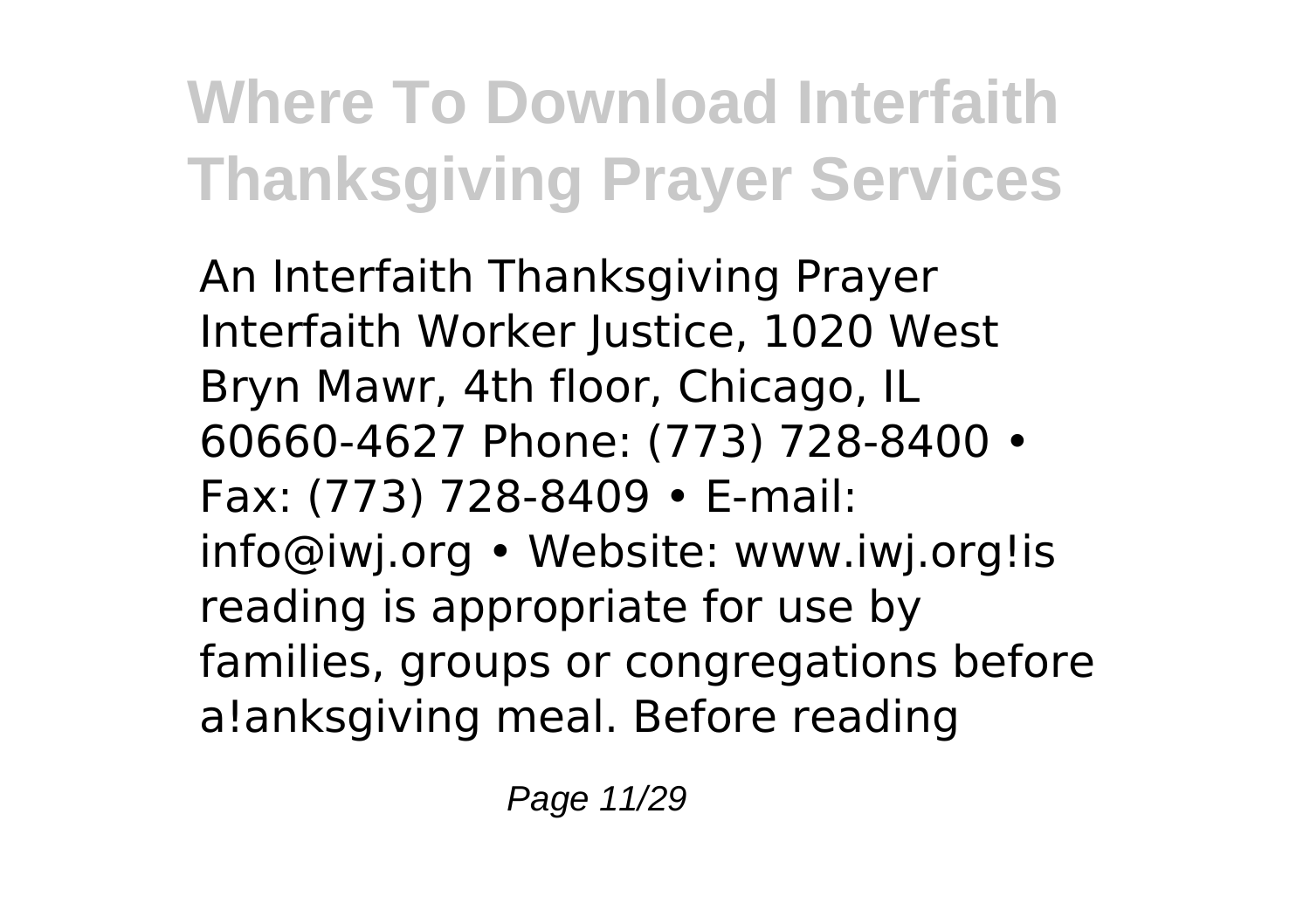# Where To Download Interfaith Thanksgiving Prayer Services

An Interfaith Thanksgiving Prayer Interfaith Worker Justice, 1020 West Bryn Mawr, 4th floor, Chicago, IL 60660-4627 Phone: (773) 728-8400 • Fax: (773) 728-8409 • E-mail: info@iwj.org • Website: www.iwj.org!is reading is appropriate for use by families, groups or congregations before a!anksgiving meal. Before reading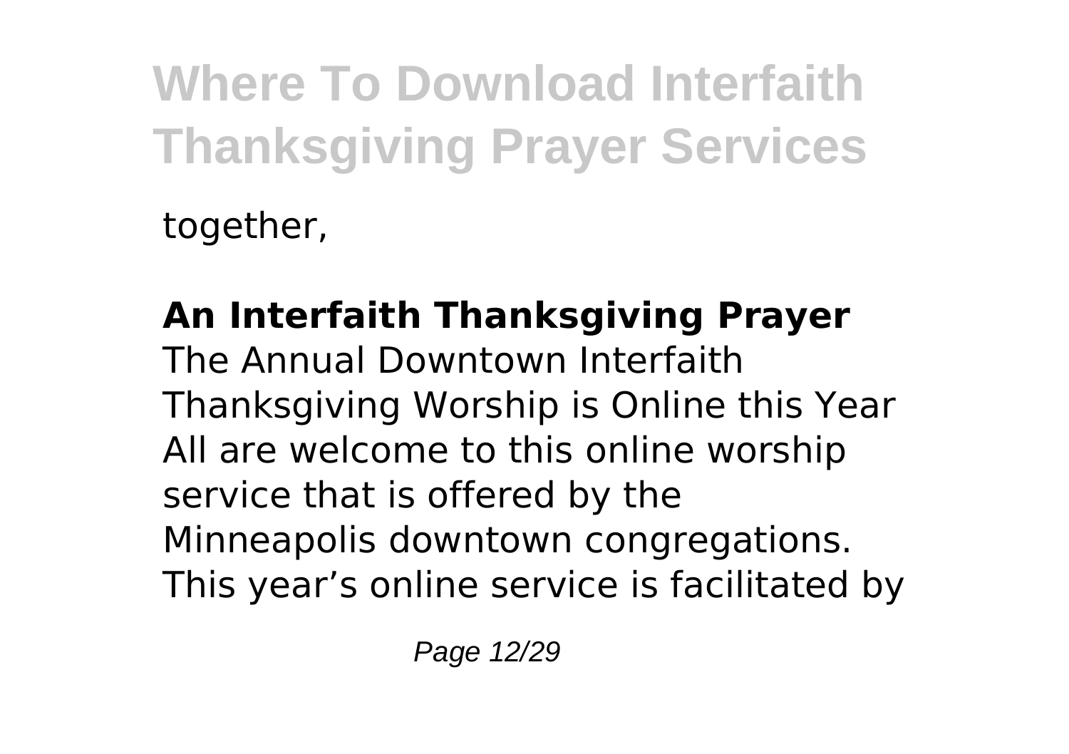together,

**An Interfaith Thanksgiving Prayer**

The Annual Downtown Interfaith Thanksgiving Worship is Online this Year All are welcome to this online worship service that is offered by the Minneapolis downtown congregations. This year's online service is facilitated by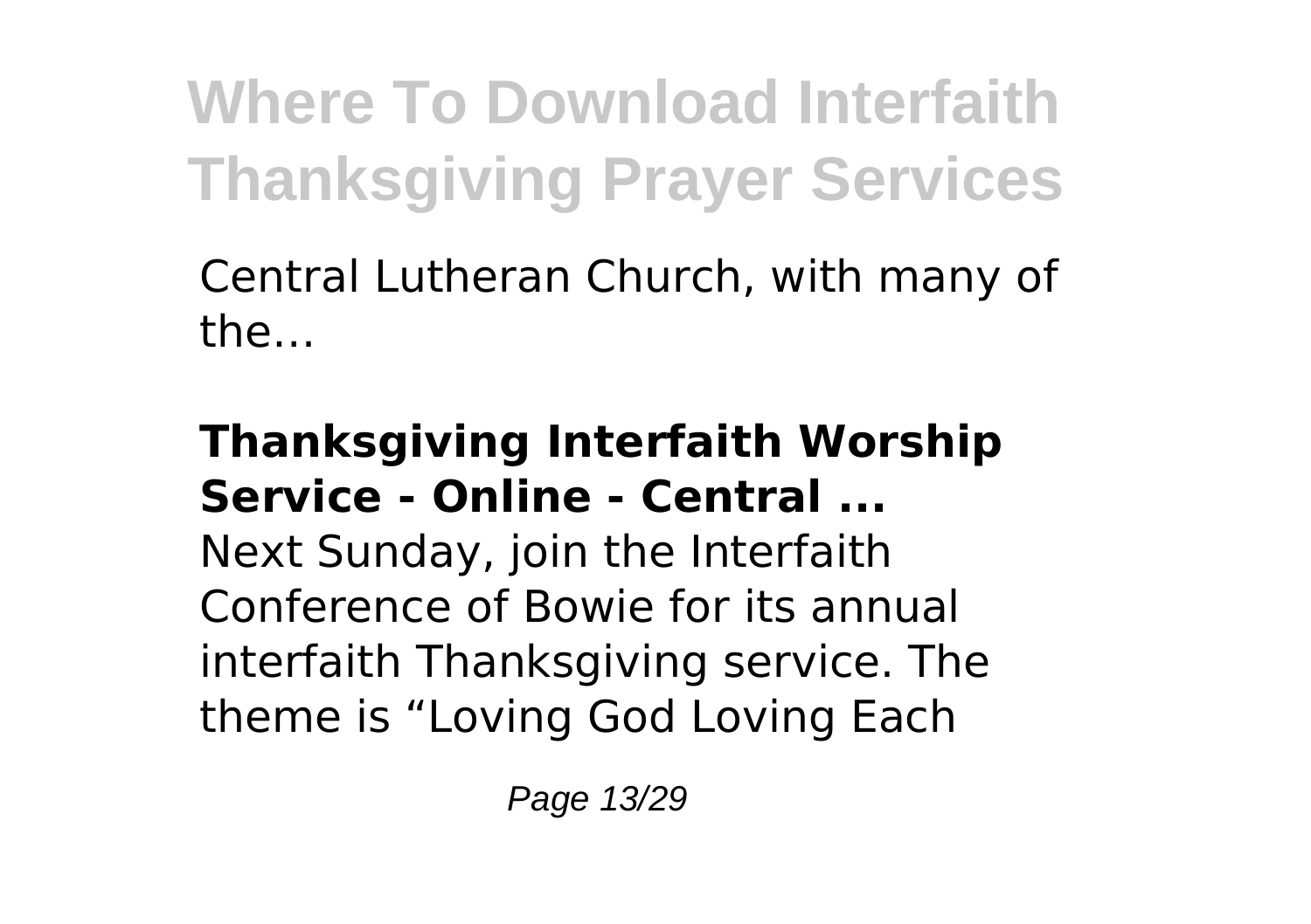Central Lutheran Church, with many of the...

**Thanksgiving Interfaith Worship Service - Online - Central ...**

Next Sunday, join the Interfaith Conference of Bowie for its annual interfaith Thanksgiving service. The theme is “Loving God Loving Each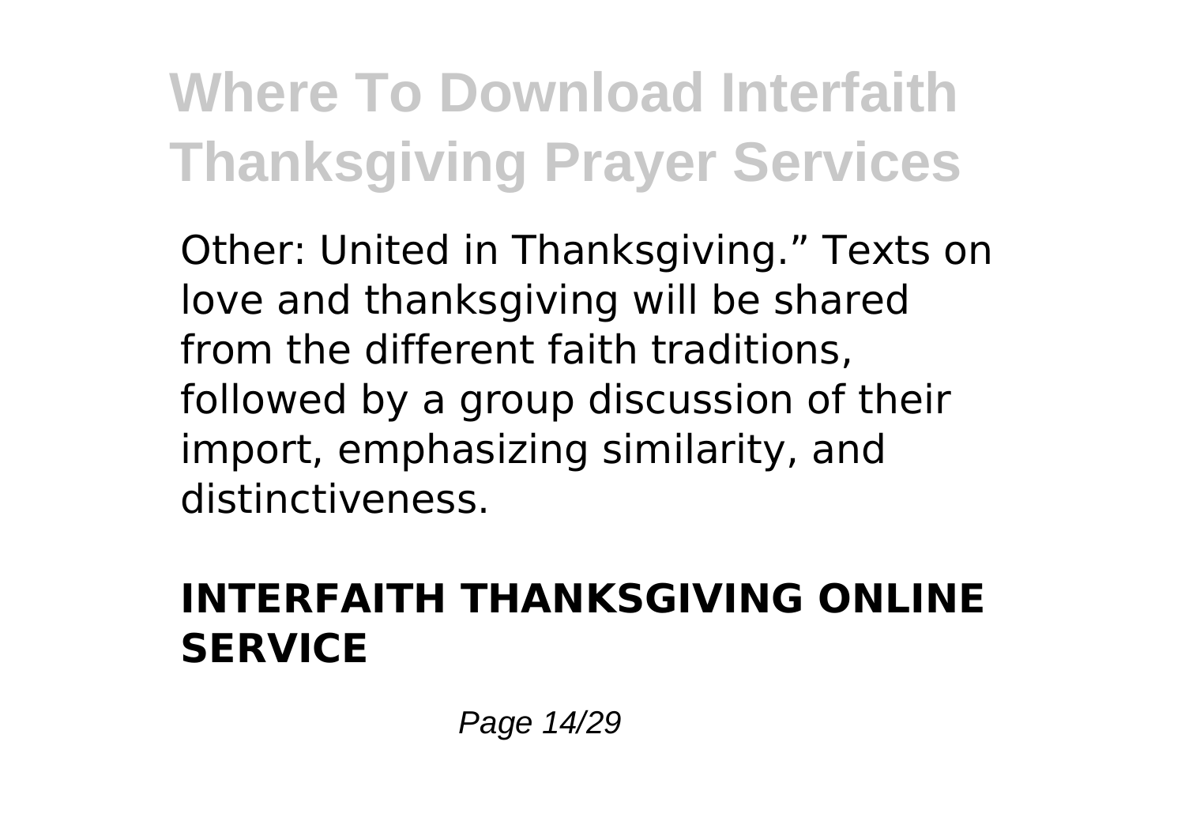Other: United in Thanksgiving." Texts on love and thanksgiving will be shared from the different faith traditions, followed by a group discussion of their import, emphasizing similarity, and distinctiveness.

### INTERFAITH THANKSGIVING ONLINE SERVICE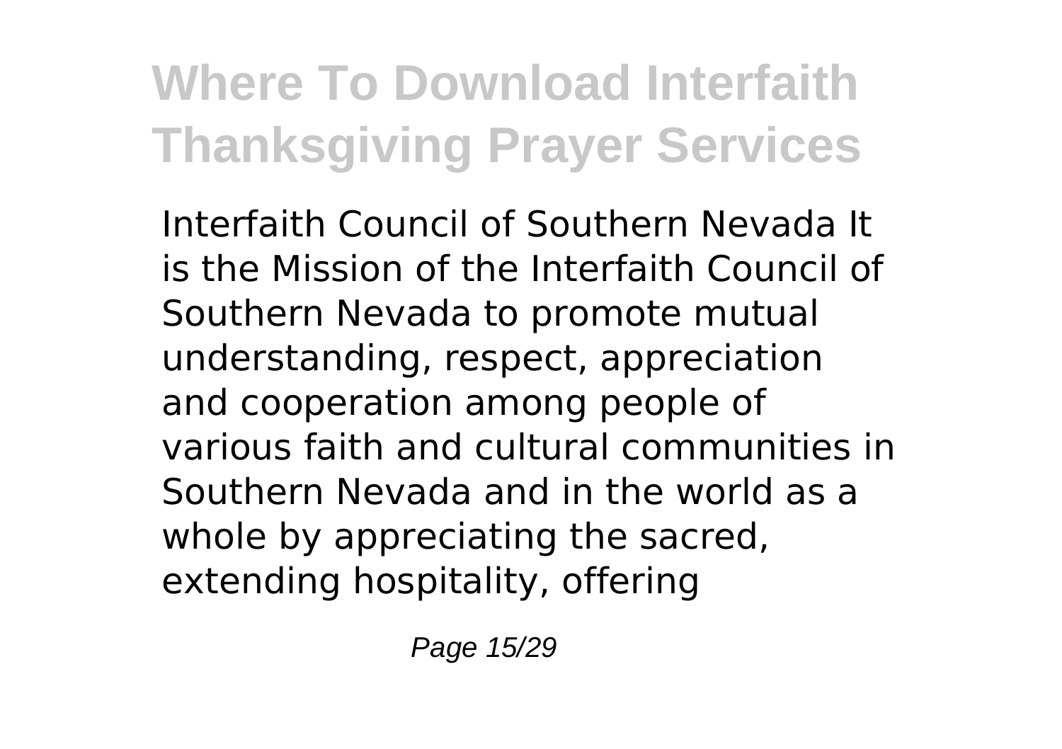Interfaith Council of Southern Nevada It is the Mission of the Interfaith Council of Southern Nevada to promote mutual understanding, respect, appreciation and cooperation among people of various faith and cultural communities in Southern Nevada and in the world as a whole by appreciating the sacred, extending hospitality, offering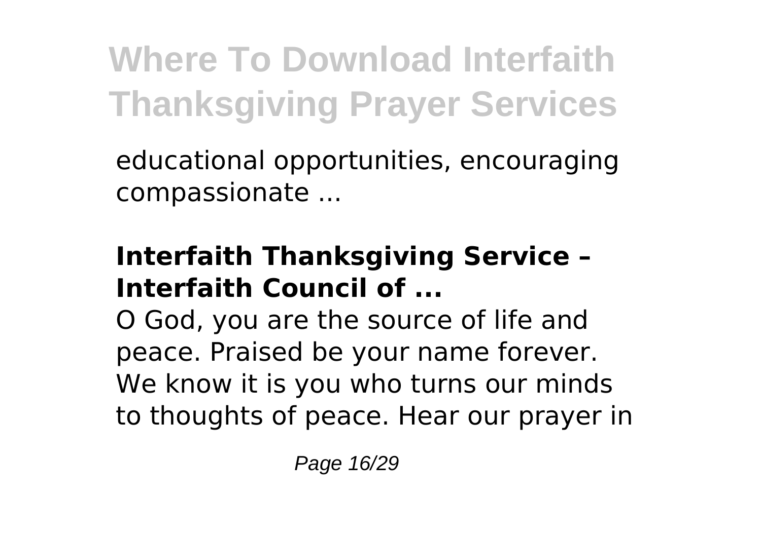educational opportunities, encouraging compassionate ...

### Interfaith Thanksgiving Service – Interfaith Council of ...

O God, you are the source of life and peace. Praised be your name forever. We know it is you who turns our minds to thoughts of peace. Hear our prayer in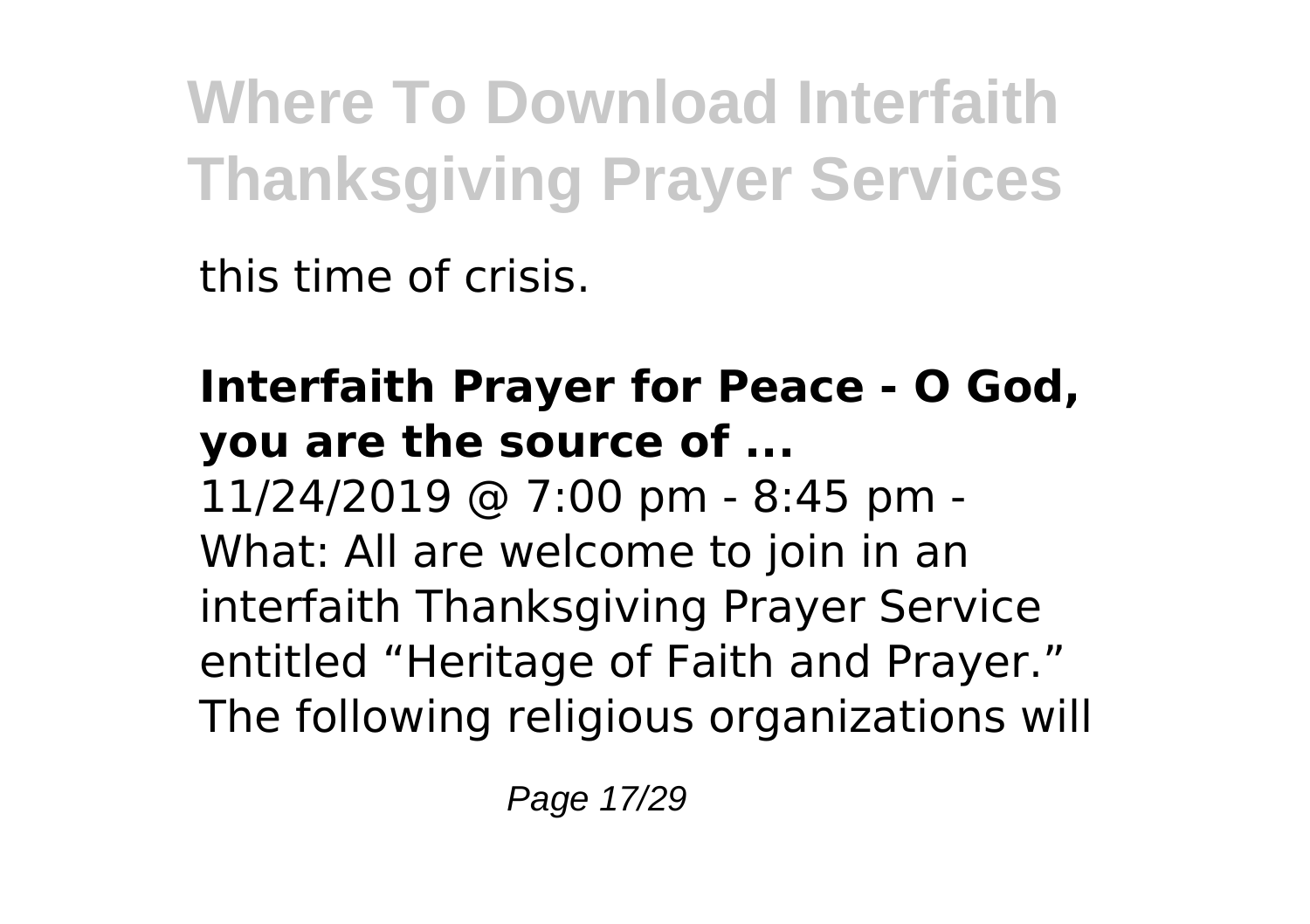this time of crisis.

**Interfaith Prayer for Peace - O God, you are the source of ...**
11/24/2019 @ 7:00 pm - 8:45 pm - What: All are welcome to join in an interfaith Thanksgiving Prayer Service entitled “Heritage of Faith and Prayer.” The following religious organizations will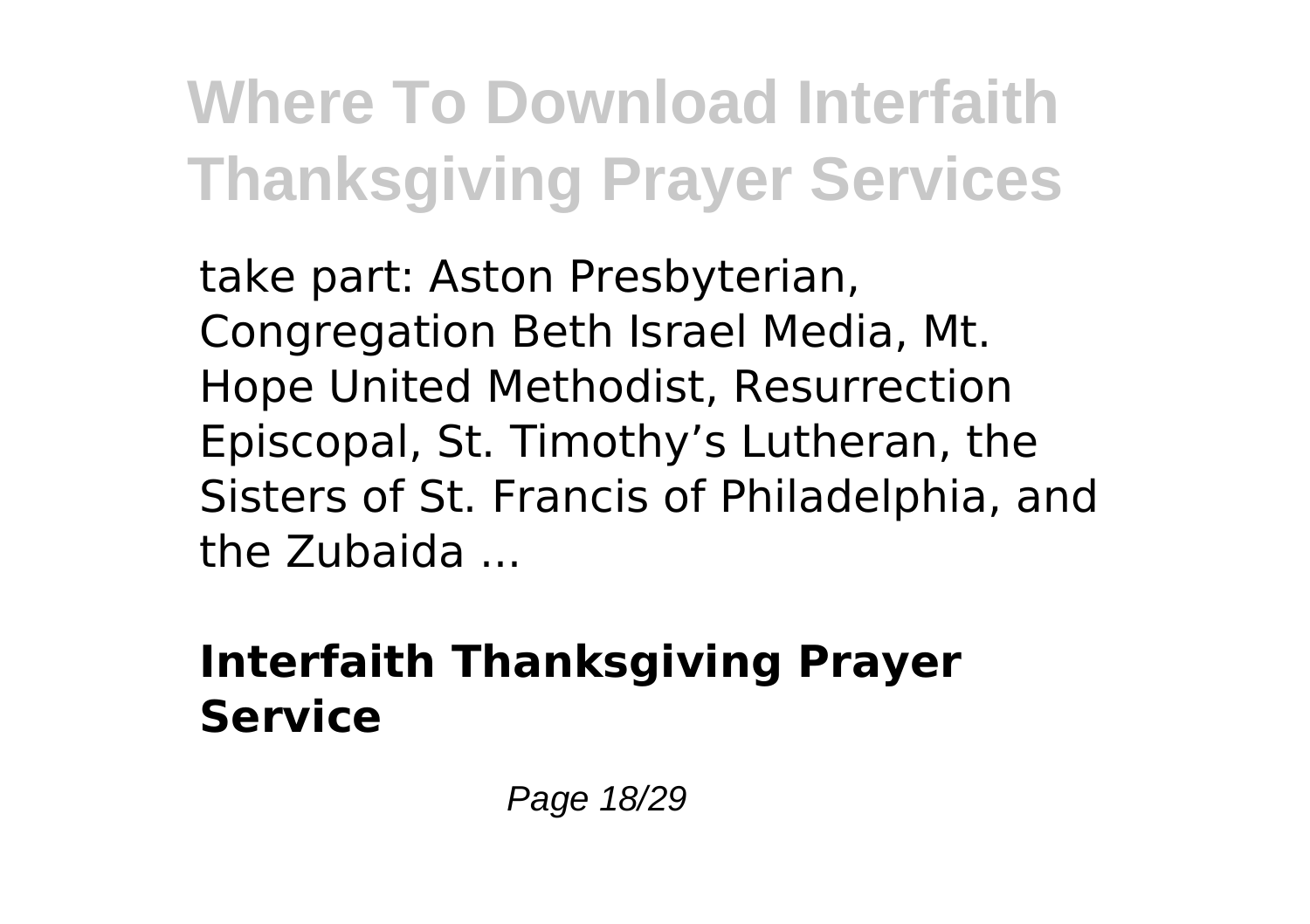take part: Aston Presbyterian, Congregation Beth Israel Media, Mt. Hope United Methodist, Resurrection Episcopal, St. Timothy’s Lutheran, the Sisters of St. Francis of Philadelphia, and the Zubaida ...

### **Interfaith Thanksgiving Prayer Service**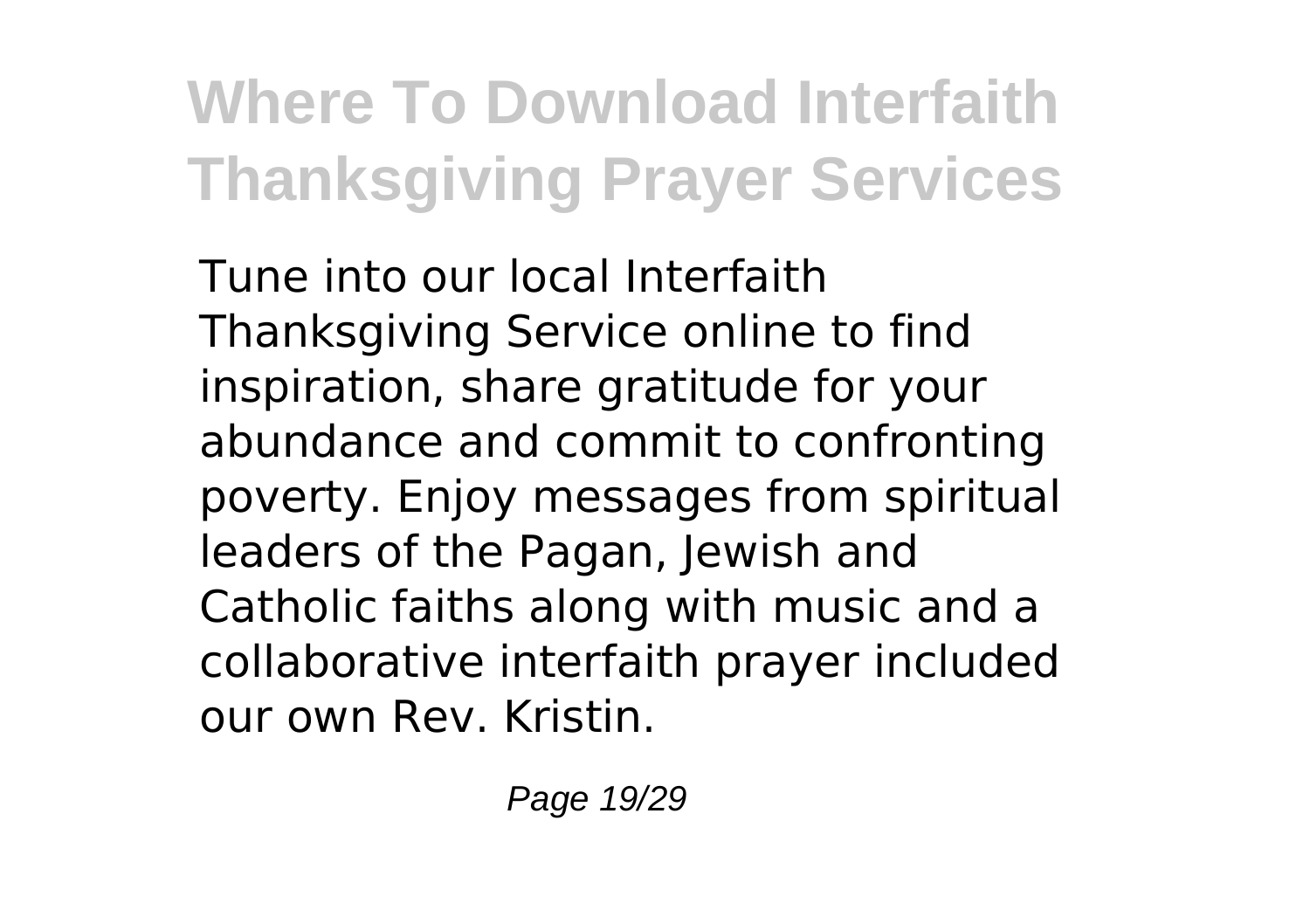Tune into our local Interfaith Thanksgiving Service online to find inspiration, share gratitude for your abundance and commit to confronting poverty. Enjoy messages from spiritual leaders of the Pagan, Jewish and Catholic faiths along with music and a collaborative interfaith prayer included our own Rev. Kristin.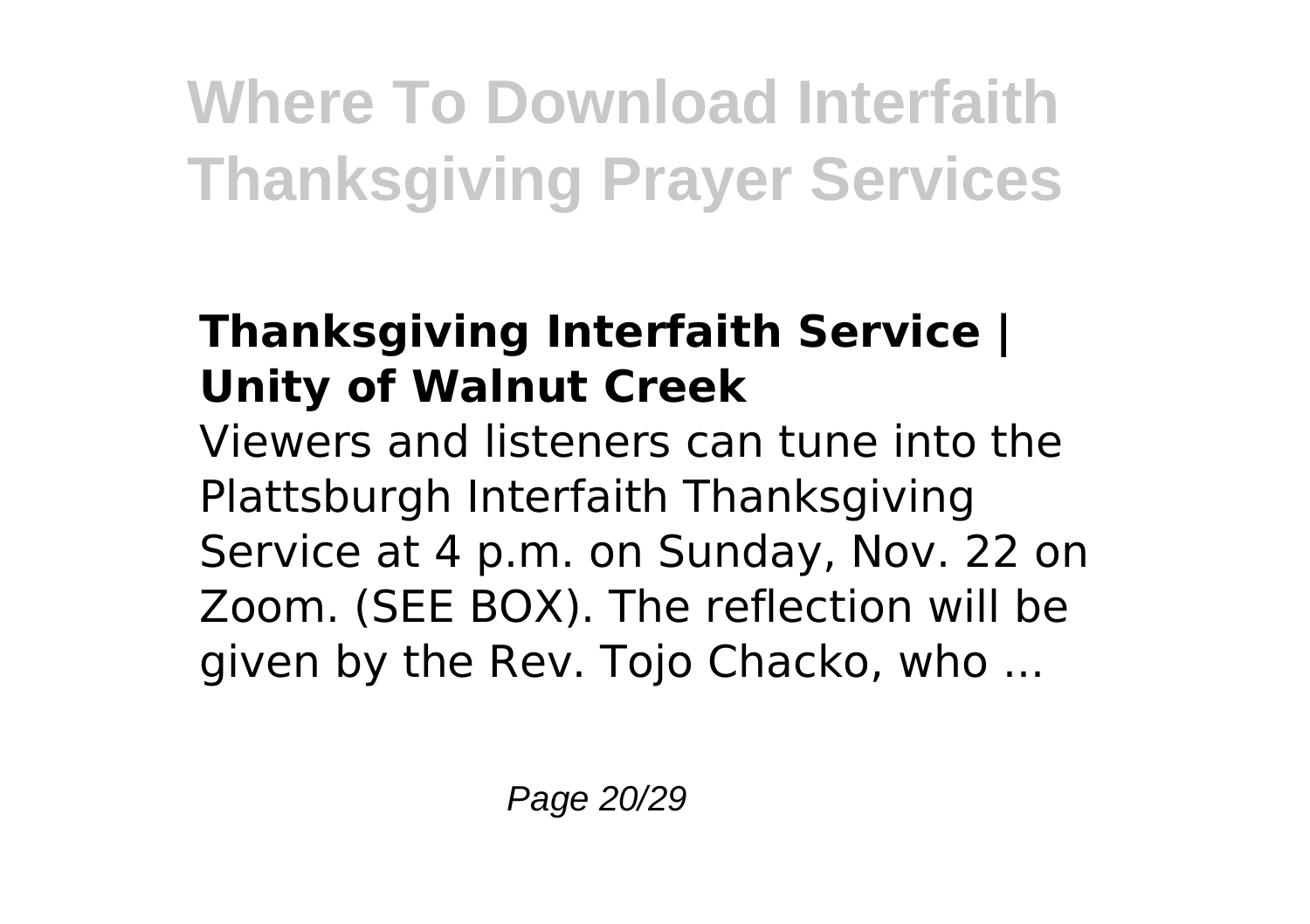### Thanksgiving Interfaith Service | Unity of Walnut Creek

Viewers and listeners can tune into the Plattsburgh Interfaith Thanksgiving Service at 4 p.m. on Sunday, Nov. 22 on Zoom. (SEE BOX). The reflection will be given by the Rev. Tojo Chacko, who ...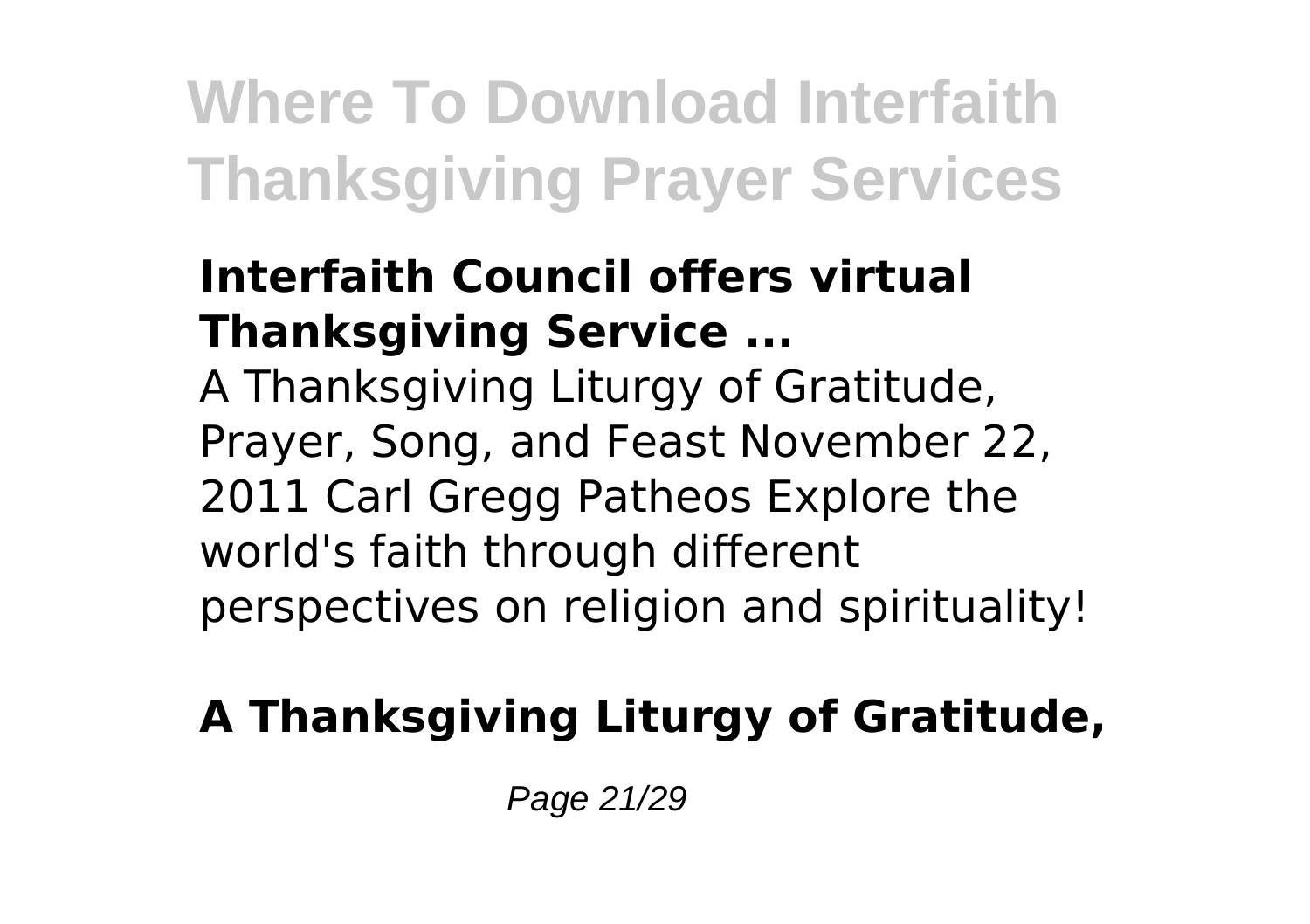**Interfaith Council offers virtual Thanksgiving Service ...**

A Thanksgiving Liturgy of Gratitude, Prayer, Song, and Feast November 22, 2011 Carl Gregg Patheos Explore the world's faith through different perspectives on religion and spirituality!

**A Thanksgiving Liturgy of Gratitude,**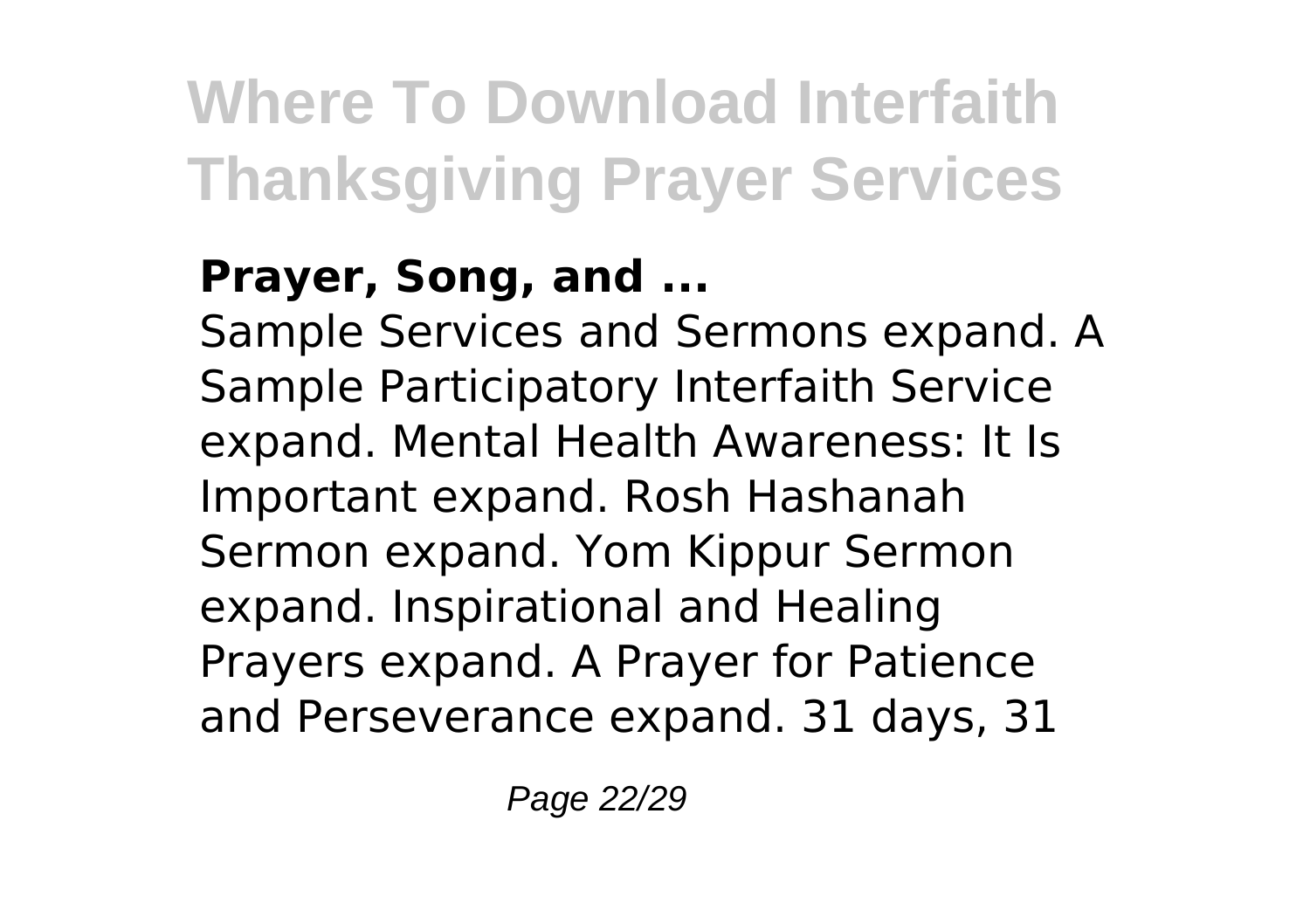**Prayer, Song, and ...**

Sample Services and Sermons expand. A Sample Participatory Interfaith Service expand. Mental Health Awareness: It Is Important expand. Rosh Hashanah Sermon expand. Yom Kippur Sermon expand. Inspirational and Healing Prayers expand. A Prayer for Patience and Perseverance expand. 31 days, 31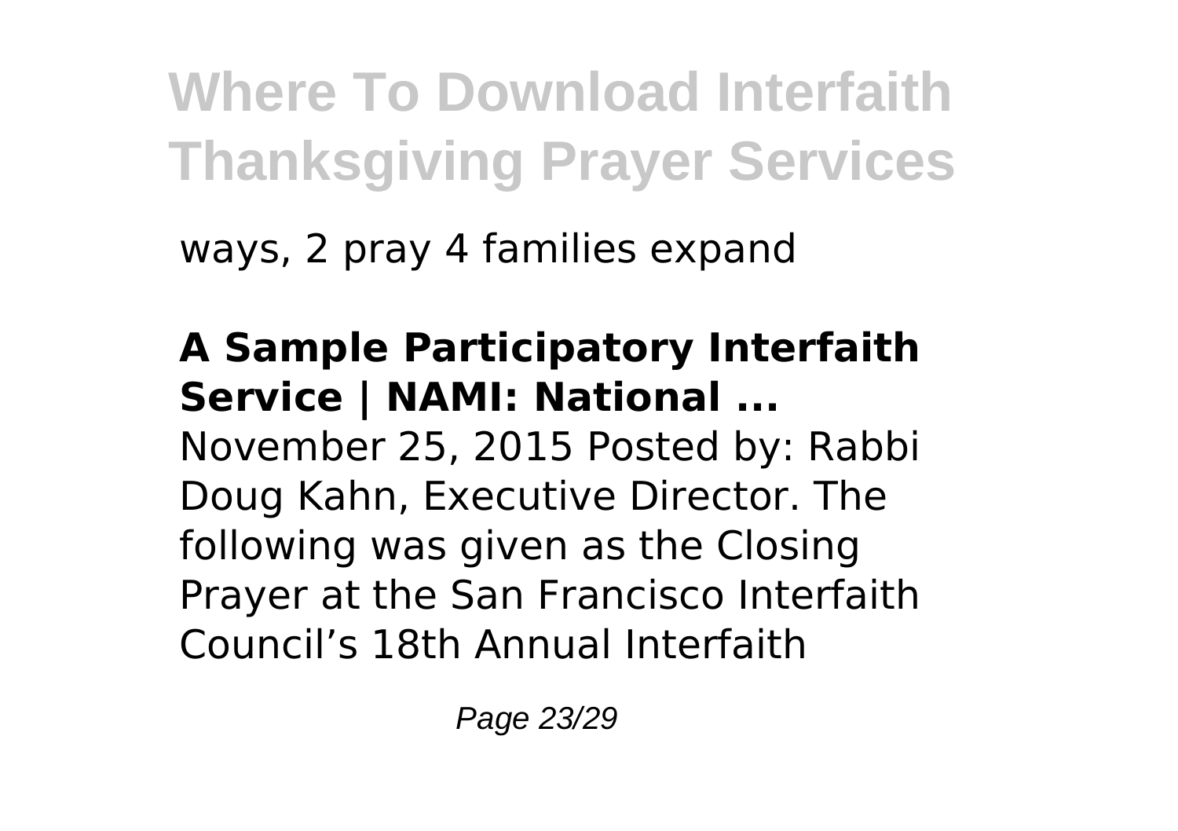ways, 2 pray 4 families expand

**A Sample Participatory Interfaith Service | NAMI: National ...**

November 25, 2015 Posted by: Rabbi Doug Kahn, Executive Director. The following was given as the Closing Prayer at the San Francisco Interfaith Council's 18th Annual Interfaith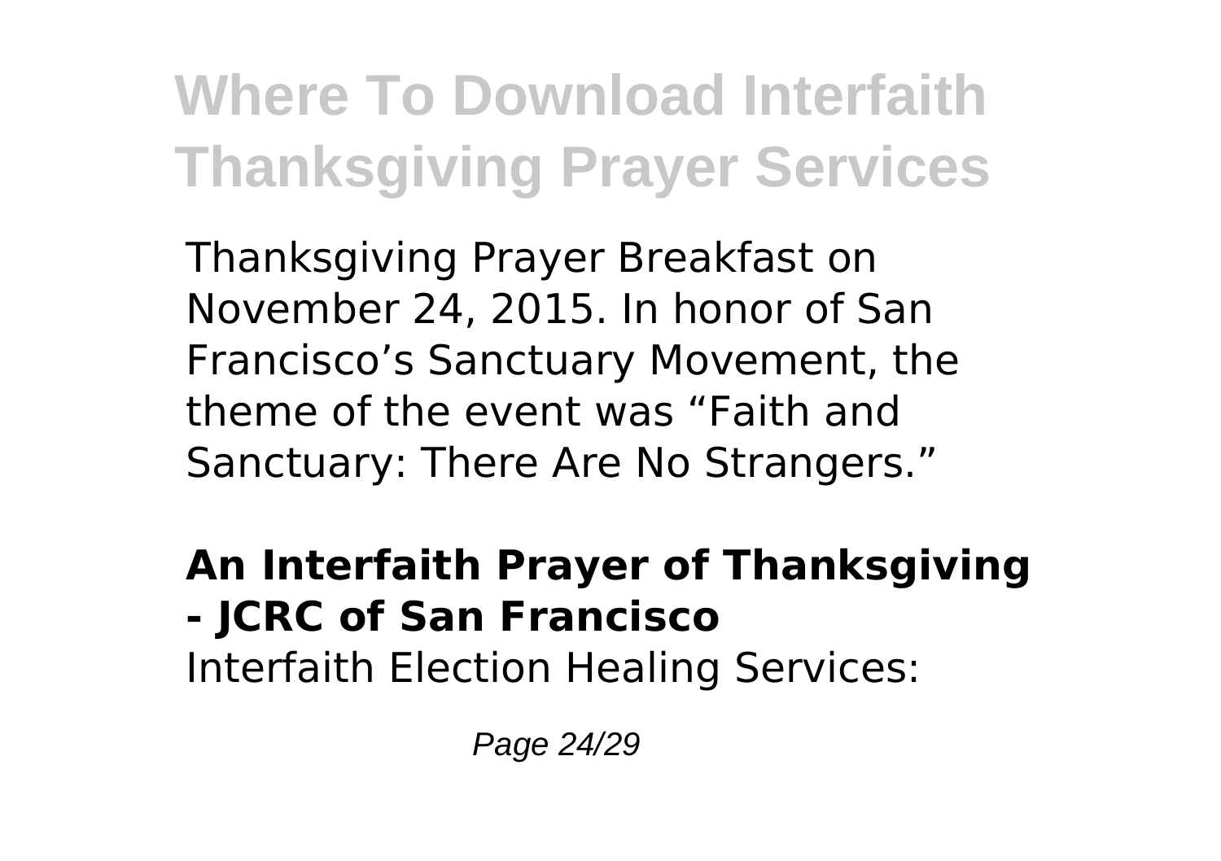Thanksgiving Prayer Breakfast on November 24, 2015. In honor of San Francisco’s Sanctuary Movement, the theme of the event was “Faith and Sanctuary: There Are No Strangers.”

**An Interfaith Prayer of Thanksgiving - JCRC of San Francisco**

Interfaith Election Healing Services: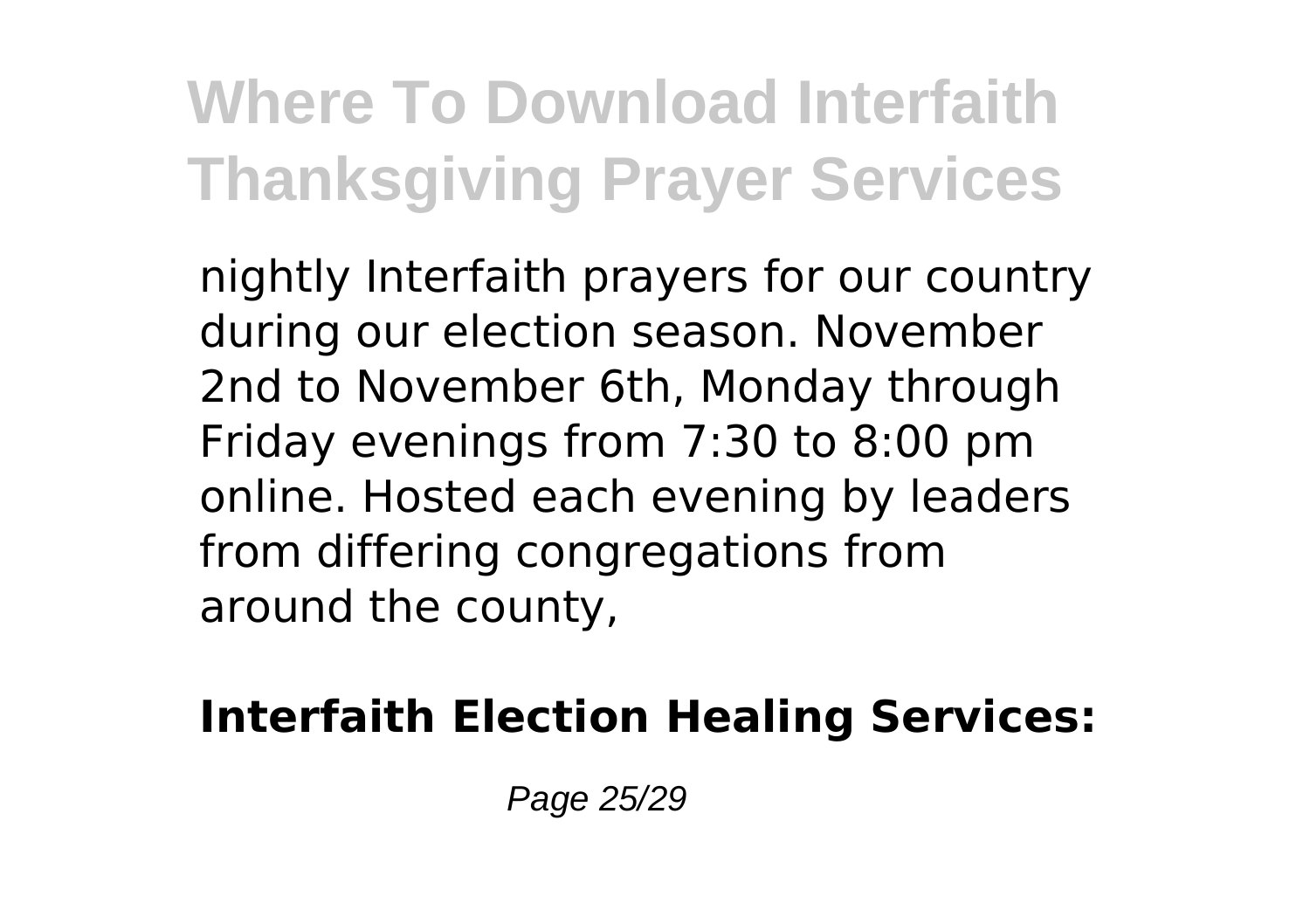nightly Interfaith prayers for our country during our election season. November 2nd to November 6th, Monday through Friday evenings from 7:30 to 8:00 pm online. Hosted each evening by leaders from differing congregations from around the county,

**Interfaith Election Healing Services:**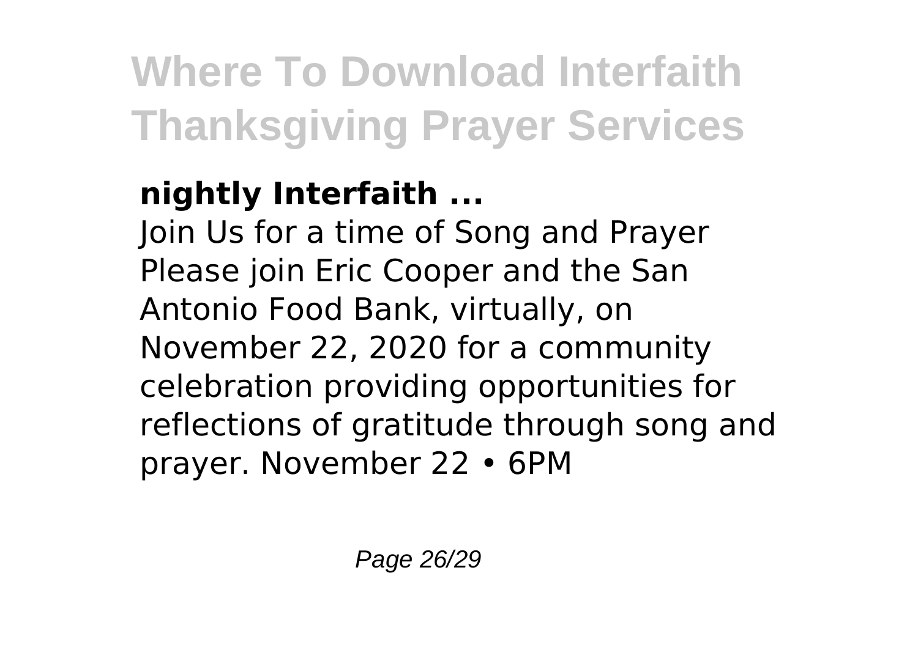**nightly Interfaith ...**

Join Us for a time of Song and Prayer Please join Eric Cooper and the San Antonio Food Bank, virtually, on November 22, 2020 for a community celebration providing opportunities for reflections of gratitude through song and prayer. November 22 • 6PM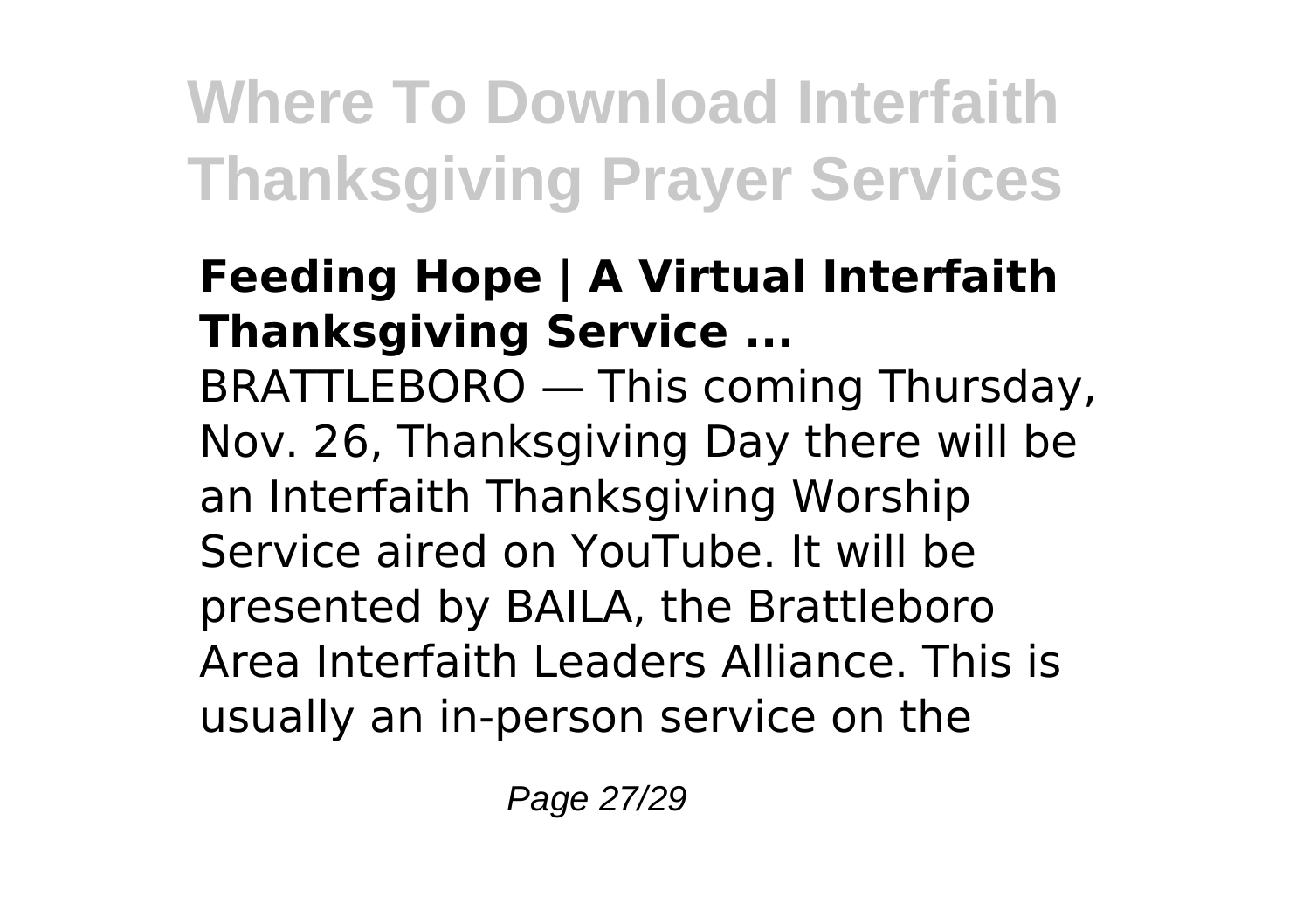### Feeding Hope | A Virtual Interfaith Thanksgiving Service ...

BRATTLEBORO — This coming Thursday, Nov. 26, Thanksgiving Day there will be an Interfaith Thanksgiving Worship Service aired on YouTube. It will be presented by BAILA, the Brattleboro Area Interfaith Leaders Alliance. This is usually an in-person service on the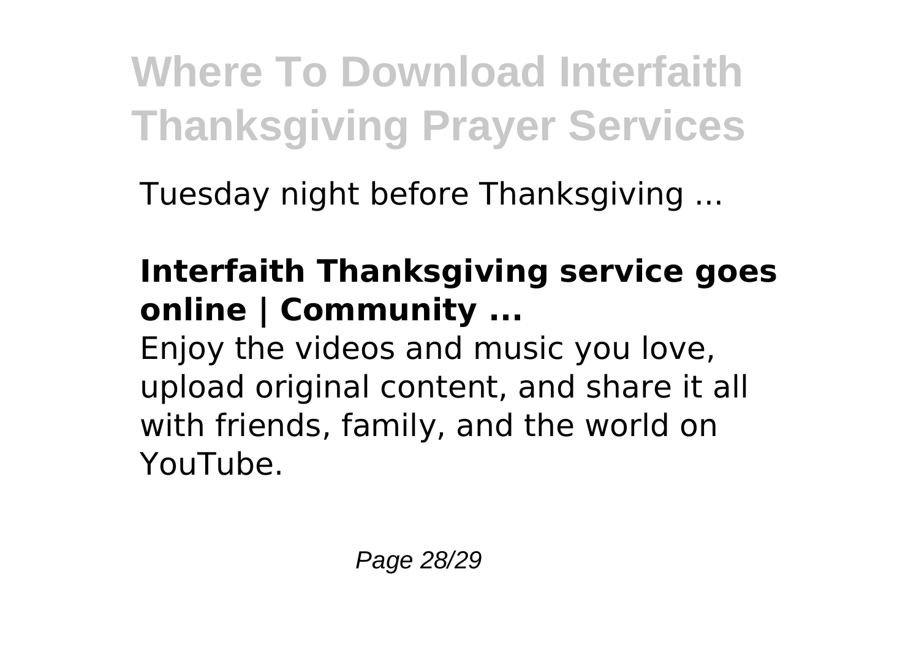Tuesday night before Thanksgiving ...

**Interfaith Thanksgiving service goes online | Community ...**

Enjoy the videos and music you love, upload original content, and share it all with friends, family, and the world on YouTube.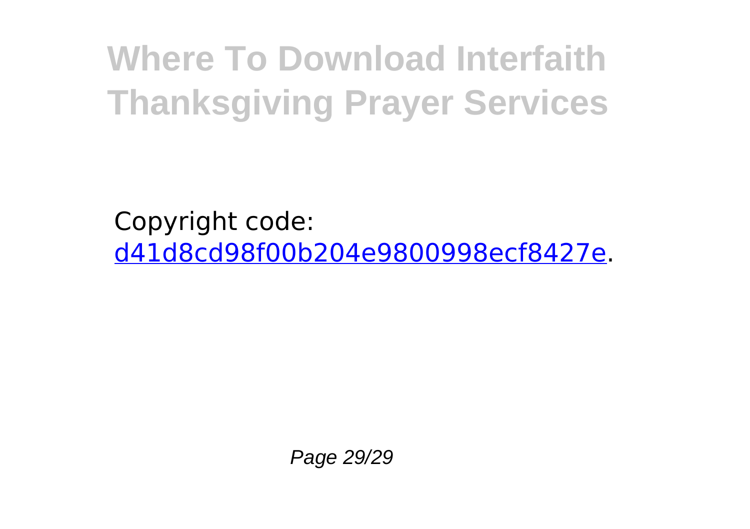Copyright code: [d41d8cd98f00b204e9800998ecf8427e](d41d8cd98f00b204e9800998ecf8427e).